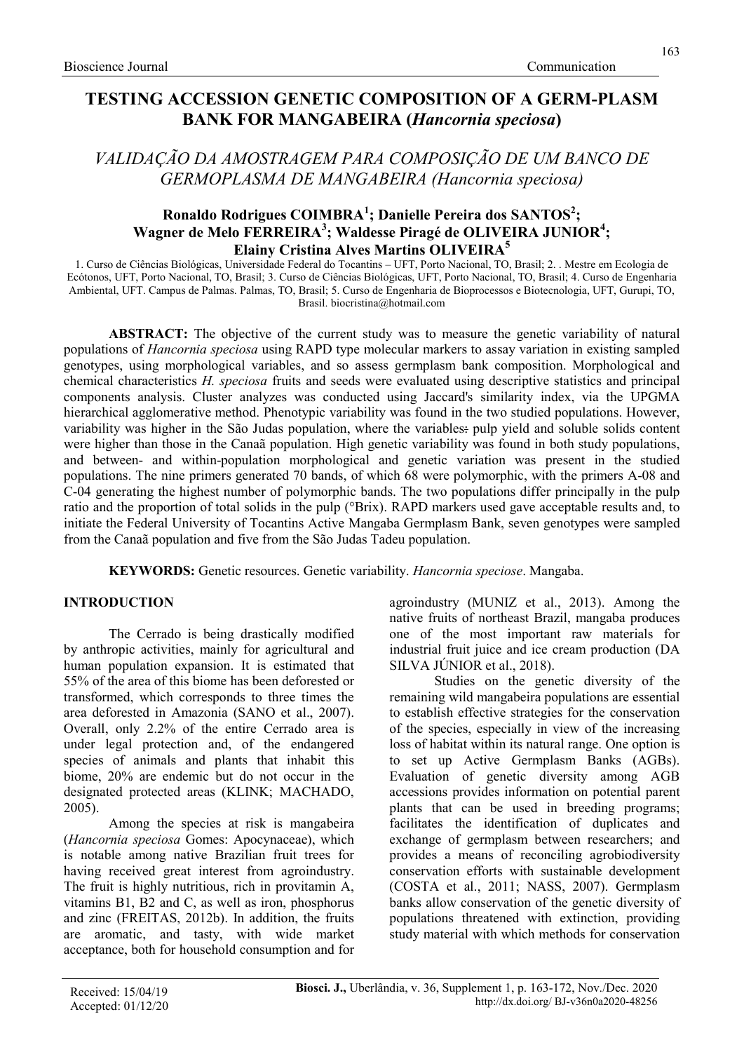Communication

# TESTING ACCESSION GENETIC COMPOSITION OF A GERM-PLASM BANK FOR MANGABEIRA (*Hancornia speciosa*)

## *VALIDAÇÃO DA AMOSTRAGEM PARA COMPOSIÇÃO DE UM BANCO DE GERMOPLASMA DE MANGABEIRA (Hancornia speciosa)*

**Ronaldo Rodrigues COIMBRA[1]; Danielle Pereira dos SANTOS[2]; Wagner de Melo FERREIRA[3]; Waldesse Piragé de OLIVEIRA JUNIOR[4]; Elainy Cristina Alves Martins OLIVEIRA[5]**

1. Curso de Ciências Biológicas, Universidade Federal do Tocantins – UFT, Porto Nacional, TO, Brasil; 2. . Mestre em Ecologia de Ecótonos, UFT, Porto Nacional, TO, Brasil; 3. Curso de Ciências Biológicas, UFT, Porto Nacional, TO, Brasil; 4. Curso de Engenharia Ambiental, UFT. Campus de Palmas. Palmas, TO, Brasil; 5. Curso de Engenharia de Bioprocessos e Biotecnologia, UFT, Gurupi, TO, Brasil. biocristina@hotmail.com

**ABSTRACT:** The objective of the current study was to measure the genetic variability of natural populations of *Hancornia speciosa* using RAPD type molecular markers to assay variation in existing sampled genotypes, using morphological variables, and so assess germplasm bank composition. Morphological and chemical characteristics *H. speciosa* fruits and seeds were evaluated using descriptive statistics and principal components analysis. Cluster analyzes was conducted using Jaccard's similarity index, via the UPGMA hierarchical agglomerative method. Phenotypic variability was found in the two studied populations. However, variability was higher in the São Judas population, where the variables: pulp yield and soluble solids content were higher than those in the Canaã population. High genetic variability was found in both study populations, and between- and within-population morphological and genetic variation was present in the studied populations. The nine primers generated 70 bands, of which 68 were polymorphic, with the primers A-08 and C-04 generating the highest number of polymorphic bands. The two populations differ principally in the pulp ratio and the proportion of total solids in the pulp (°Brix). RAPD markers used gave acceptable results and, to initiate the Federal University of Tocantins Active Mangaba Germplasm Bank, seven genotypes were sampled from the Canaã population and five from the São Judas Tadeu population.

**KEYWORDS:** Genetic resources. Genetic variability. *Hancornia speciose*. Mangaba.

## INTRODUCTION

The Cerrado is being drastically modified by anthropic activities, mainly for agricultural and human population expansion. It is estimated that 55% of the area of this biome has been deforested or transformed, which corresponds to three times the area deforested in Amazonia (SANO et al., 2007). Overall, only 2.2% of the entire Cerrado area is under legal protection and, of the endangered species of animals and plants that inhabit this biome, 20% are endemic but do not occur in the designated protected areas (KLINK; MACHADO, 2005).

Among the species at risk is mangabeira (*Hancornia speciosa* Gomes: Apocynaceae), which is notable among native Brazilian fruit trees for having received great interest from agroindustry. The fruit is highly nutritious, rich in provitamin A, vitamins B1, B2 and C, as well as iron, phosphorus and zinc (FREITAS, 2012b). In addition, the fruits are aromatic, and tasty, with wide market acceptance, both for household consumption and for agroindustry (MUNIZ et al., 2013). Among the native fruits of northeast Brazil, mangaba produces one of the most important raw materials for industrial fruit juice and ice cream production (DA SILVA JÚNIOR et al., 2018).

Studies on the genetic diversity of the remaining wild mangabeira populations are essential to establish effective strategies for the conservation of the species, especially in view of the increasing loss of habitat within its natural range. One option is to set up Active Germplasm Banks (AGBs). Evaluation of genetic diversity among AGB accessions provides information on potential parent plants that can be used in breeding programs; facilitates the identification of duplicates and exchange of germplasm between researchers; and provides a means of reconciling agrobiodiversity conservation efforts with sustainable development (COSTA et al., 2011; NASS, 2007). Germplasm banks allow conservation of the genetic diversity of populations threatened with extinction, providing study material with which methods for conservation

Received: 15/04/19
Accepted: 01/12/20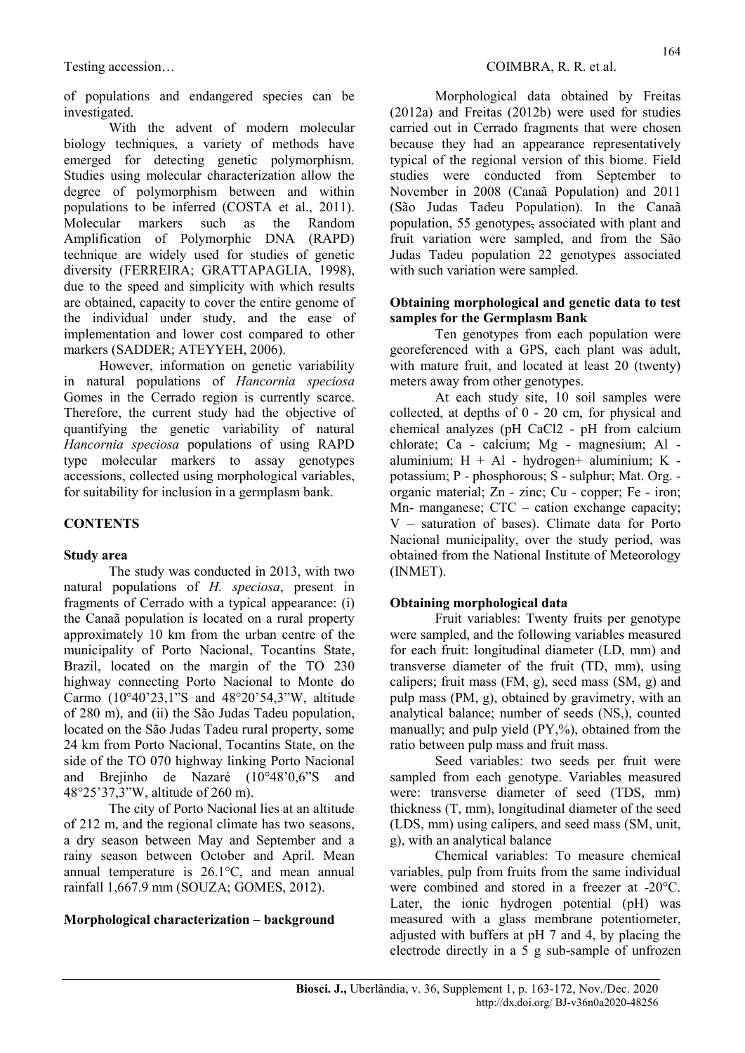of populations and endangered species can be investigated.

With the advent of modern molecular biology techniques, a variety of methods have emerged for detecting genetic polymorphism. Studies using molecular characterization allow the degree of polymorphism between and within populations to be inferred (COSTA et al., 2011). Molecular markers such as the Random Amplification of Polymorphic DNA (RAPD) technique are widely used for studies of genetic diversity (FERREIRA; GRATTAPAGLIA, 1998), due to the speed and simplicity with which results are obtained, capacity to cover the entire genome of the individual under study, and the ease of implementation and lower cost compared to other markers (SADDER; ATEYYEH, 2006).

However, information on genetic variability in natural populations of *Hancornia speciosa* Gomes in the Cerrado region is currently scarce. Therefore, the current study had the objective of quantifying the genetic variability of natural *Hancornia speciosa* populations of using RAPD type molecular markers to assay genotypes accessions, collected using morphological variables, for suitability for inclusion in a germplasm bank.

## CONTENTS

### Study area

The study was conducted in 2013, with two natural populations of *H. speciosa*, present in fragments of Cerrado with a typical appearance: (i) the Canaã population is located on a rural property approximately 10 km from the urban centre of the municipality of Porto Nacional, Tocantins State, Brazil, located on the margin of the TO 230 highway connecting Porto Nacional to Monte do Carmo (10°40'23,1"S and 48°20'54,3"W, altitude of 280 m), and (ii) the São Judas Tadeu population, located on the São Judas Tadeu rural property, some 24 km from Porto Nacional, Tocantins State, on the side of the TO 070 highway linking Porto Nacional and Brejinho de Nazaré (10°48'0,6"S and 48°25'37,3"W, altitude of 260 m).

The city of Porto Nacional lies at an altitude of 212 m, and the regional climate has two seasons, a dry season between May and September and a rainy season between October and April. Mean annual temperature is 26.1°C, and mean annual rainfall 1,667.9 mm (SOUZA; GOMES, 2012).

### Morphological characterization – background

Morphological data obtained by Freitas (2012a) and Freitas (2012b) were used for studies carried out in Cerrado fragments that were chosen because they had an appearance representatively typical of the regional version of this biome. Field studies were conducted from September to November in 2008 (Canaã Population) and 2011 (São Judas Tadeu Population). In the Canaã population, 55 genotypes, associated with plant and fruit variation were sampled, and from the São Judas Tadeu population 22 genotypes associated with such variation were sampled.

### Obtaining morphological and genetic data to test samples for the Germplasm Bank

Ten genotypes from each population were georeferenced with a GPS, each plant was adult, with mature fruit, and located at least 20 (twenty) meters away from other genotypes.

At each study site, 10 soil samples were collected, at depths of 0 - 20 cm, for physical and chemical analyzes (pH $CaCl_2$ - pH from calcium chlorate; Ca - calcium; Mg - magnesium; Al - aluminium; H + Al - hydrogen+ aluminium; K - potassium; P - phosphorous; S - sulphur; Mat. Org. - organic material; Zn - zinc; Cu - copper; Fe - iron; Mn- manganese; CTC – cation exchange capacity; V – saturation of bases). Climate data for Porto Nacional municipality, over the study period, was obtained from the National Institute of Meteorology (INMET).

### Obtaining morphological data

Fruit variables: Twenty fruits per genotype were sampled, and the following variables measured for each fruit: longitudinal diameter (LD, mm) and transverse diameter of the fruit (TD, mm), using calipers; fruit mass (FM, g), seed mass (SM, g) and pulp mass (PM, g), obtained by gravimetry, with an analytical balance; number of seeds (NS,), counted manually; and pulp yield (PY,%), obtained from the ratio between pulp mass and fruit mass.

Seed variables: two seeds per fruit were sampled from each genotype. Variables measured were: transverse diameter of seed (TDS, mm) thickness (T, mm), longitudinal diameter of the seed (LDS, mm) using calipers, and seed mass (SM, unit, g), with an analytical balance

Chemical variables: To measure chemical variables, pulp from fruits from the same individual were combined and stored in a freezer at -20°C. Later, the ionic hydrogen potential (pH) was measured with a glass membrane potentiometer, adjusted with buffers at pH 7 and 4, by placing the electrode directly in a 5 g sub-sample of unfrozen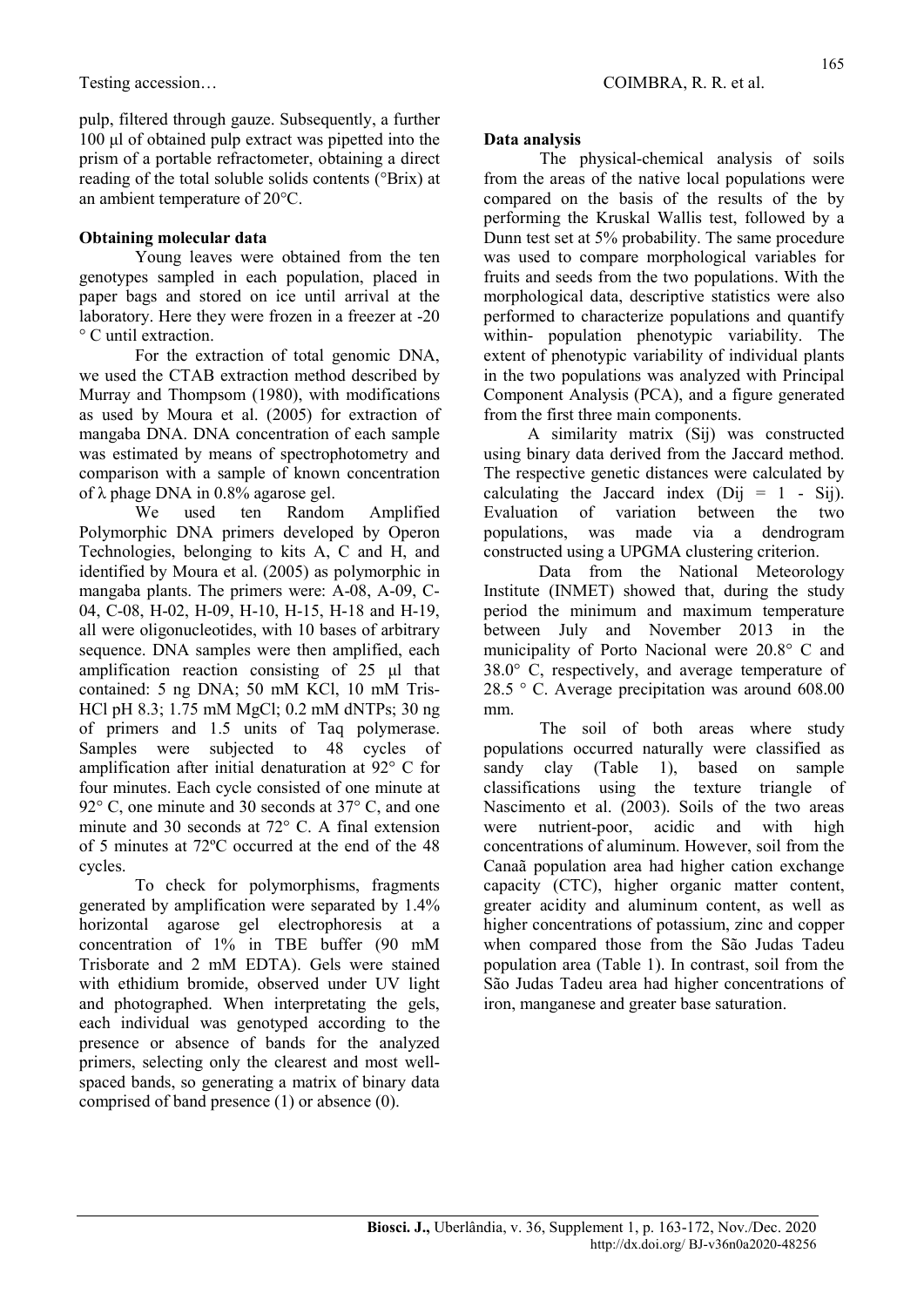pulp, filtered through gauze. Subsequently, a further 100 µl of obtained pulp extract was pipetted into the prism of a portable refractometer, obtaining a direct reading of the total soluble solids contents (°Brix) at an ambient temperature of 20°C.

**Obtaining molecular data**

Young leaves were obtained from the ten genotypes sampled in each population, placed in paper bags and stored on ice until arrival at the laboratory. Here they were frozen in a freezer at -20 ° C until extraction.

For the extraction of total genomic DNA, we used the CTAB extraction method described by Murray and Thompsom (1980), with modifications as used by Moura et al. (2005) for extraction of mangaba DNA. DNA concentration of each sample was estimated by means of spectrophotometry and comparison with a sample of known concentration of λ phage DNA in 0.8% agarose gel.

We used ten Random Amplified Polymorphic DNA primers developed by Operon Technologies, belonging to kits A, C and H, and identified by Moura et al. (2005) as polymorphic in mangaba plants. The primers were: A-08, A-09, C-04, C-08, H-02, H-09, H-10, H-15, H-18 and H-19, all were oligonucleotides, with 10 bases of arbitrary sequence. DNA samples were then amplified, each amplification reaction consisting of 25 µl that contained: 5 ng DNA; 50 mM KCl, 10 mM Tris-HCl pH 8.3; 1.75 mM MgCl; 0.2 mM dNTPs; 30 ng of primers and 1.5 units of Taq polymerase. Samples were subjected to 48 cycles of amplification after initial denaturation at 92° C for four minutes. Each cycle consisted of one minute at 92° C, one minute and 30 seconds at 37° C, and one minute and 30 seconds at 72° C. A final extension of 5 minutes at 72ºC occurred at the end of the 48 cycles.

To check for polymorphisms, fragments generated by amplification were separated by 1.4% horizontal agarose gel electrophoresis at a concentration of 1% in TBE buffer (90 mM Trisborate and 2 mM EDTA). Gels were stained with ethidium bromide, observed under UV light and photographed. When interpreting the gels, each individual was genotyped according to the presence or absence of bands for the analyzed primers, selecting only the clearest and most well-spaced bands, so generating a matrix of binary data comprised of band presence (1) or absence (0).

**Data analysis**

The physical-chemical analysis of soils from the areas of the native local populations were compared on the basis of the results of the by performing the Kruskal Wallis test, followed by a Dunn test set at 5% probability. The same procedure was used to compare morphological variables for fruits and seeds from the two populations. With the morphological data, descriptive statistics were also performed to characterize populations and quantify within- population phenotypic variability. The extent of phenotypic variability of individual plants in the two populations was analyzed with Principal Component Analysis (PCA), and a figure generated from the first three main components.

A similarity matrix ($S_{ij}$) was constructed using binary data derived from the Jaccard method. The respective genetic distances were calculated by calculating the Jaccard index ($D_{ij} = 1 - S_{ij}$). Evaluation of variation between the two populations, was made via a dendrogram constructed using a UPGMA clustering criterion.

Data from the National Meteorology Institute (INMET) showed that, during the study period the minimum and maximum temperature between July and November 2013 in the municipality of Porto Nacional were 20.8° C and 38.0° C, respectively, and average temperature of 28.5 ° C. Average precipitation was around 608.00 mm.

The soil of both areas where study populations occurred naturally were classified as sandy clay (Table 1), based on sample classifications using the texture triangle of Nascimento et al. (2003). Soils of the two areas were nutrient-poor, acidic and with high concentrations of aluminum. However, soil from the Canaã population area had higher cation exchange capacity (CTC), higher organic matter content, greater acidity and aluminum content, as well as higher concentrations of potassium, zinc and copper when compared those from the São Judas Tadeu population area (Table 1). In contrast, soil from the São Judas Tadeu area had higher concentrations of iron, manganese and greater base saturation.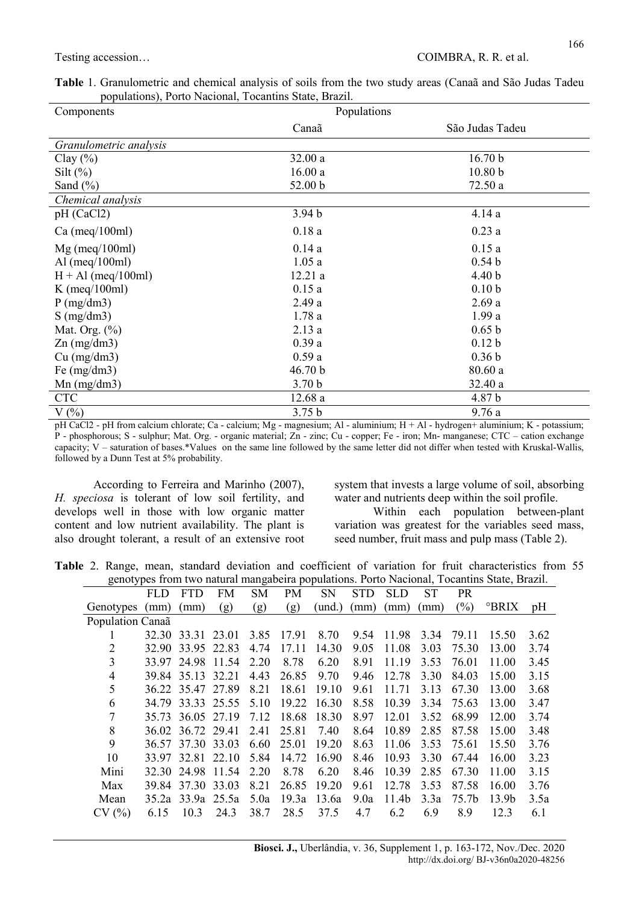**Table** 1. Granulometric and chemical analysis of soils from the two study areas (Canaã and São Judas Tadeu populations), Porto Nacional, Tocantins State, Brazil.

| Components | Populations | |
|---|---|---|
| | Canaã | São Judas Tadeu |
| *Granulometric analysis* | | |
| Clay (%) | 32.00 a | 16.70 b |
| Silt (%) | 16.00 a | 10.80 b |
| Sand (%) | 52.00 b | 72.50 a |
| *Chemical analysis* | | |
| pH (CaCl2) | 3.94 b | 4.14 a |
| Ca (meq/100ml) | 0.18 a | 0.23 a |
| Mg (meq/100ml) | 0.14 a | 0.15 a |
| Al (meq/100ml) | 1.05 a | 0.54 b |
| H + Al (meq/100ml) | 12.21 a | 4.40 b |
| K (meq/100ml) | 0.15 a | 0.10 b |
| P (mg/dm3) | 2.49 a | 2.69 a |
| S (mg/dm3) | 1.78 a | 1.99 a |
| Mat. Org. (%) | 2.13 a | 0.65 b |
| Zn (mg/dm3) | 0.39 a | 0.12 b |
| Cu (mg/dm3) | 0.59 a | 0.36 b |
| Fe (mg/dm3) | 46.70 b | 80.60 a |
| Mn (mg/dm3) | 3.70 b | 32.40 a |
| CTC | 12.68 a | 4.87 b |
| V (%) | 3.75 b | 9.76 a |

pH CaCl2 - pH from calcium chlorate; Ca - calcium; Mg - magnesium; Al - aluminium; H + Al - hydrogen+ aluminium; K - potassium; P - phosphorous; S - sulphur; Mat. Org. - organic material; Zn - zinc; Cu - copper; Fe - iron; Mn- manganese; CTC – cation exchange capacity; V – saturation of bases.*Values on the same line followed by the same letter did not differ when tested with Kruskal-Wallis, followed by a Dunn Test at 5% probability.

According to Ferreira and Marinho (2007), *H. speciosa* is tolerant of low soil fertility, and develops well in those with low organic matter content and low nutrient availability. The plant is also drought tolerant, a result of an extensive root system that invests a large volume of soil, absorbing water and nutrients deep within the soil profile.

Within each population between-plant variation was greatest for the variables seed mass, seed number, fruit mass and pulp mass (Table 2).

**Table** 2. Range, mean, standard deviation and coefficient of variation for fruit characteristics from 55 genotypes from two natural mangabeira populations. Porto Nacional, Tocantins State, Brazil.

| Genotypes | FLD (mm) | FTD (mm) | FM (g) | SM (g) | PM (g) | SN (und.) | STD (mm) | SLD (mm) | ST (mm) | PR (%) | °BRIX | pH |
|---|---|---|---|---|---|---|---|---|---|---|---|---|
| Population Canaã | | | | | | | | | | | | |
| 1 | 32.30 | 33.31 | 23.01 | 3.85 | 17.91 | 8.70 | 9.54 | 11.98 | 3.34 | 79.11 | 15.50 | 3.62 |
| 2 | 32.90 | 33.95 | 22.83 | 4.74 | 17.11 | 14.30 | 9.05 | 11.08 | 3.03 | 75.30 | 13.00 | 3.74 |
| 3 | 33.97 | 24.98 | 11.54 | 2.20 | 8.78 | 6.20 | 8.91 | 11.19 | 3.53 | 76.01 | 11.00 | 3.45 |
| 4 | 39.84 | 35.13 | 32.21 | 4.43 | 26.85 | 9.70 | 9.46 | 12.78 | 3.30 | 84.03 | 15.00 | 3.15 |
| 5 | 36.22 | 35.47 | 27.89 | 8.21 | 18.61 | 19.10 | 9.61 | 11.71 | 3.13 | 67.30 | 13.00 | 3.68 |
| 6 | 34.79 | 33.33 | 25.55 | 5.10 | 19.22 | 16.30 | 8.58 | 10.39 | 3.34 | 75.63 | 13.00 | 3.47 |
| 7 | 35.73 | 36.05 | 27.19 | 7.12 | 18.68 | 18.30 | 8.97 | 12.01 | 3.52 | 68.99 | 12.00 | 3.74 |
| 8 | 36.02 | 36.72 | 29.41 | 2.41 | 25.81 | 7.40 | 8.64 | 10.89 | 2.85 | 87.58 | 15.00 | 3.48 |
| 9 | 36.57 | 37.30 | 33.03 | 6.60 | 25.01 | 19.20 | 8.63 | 11.06 | 3.53 | 75.61 | 15.50 | 3.76 |
| 10 | 33.97 | 32.81 | 22.10 | 5.84 | 14.72 | 16.90 | 8.46 | 10.93 | 3.30 | 67.44 | 16.00 | 3.23 |
| Mini | 32.30 | 24.98 | 11.54 | 2.20 | 8.78 | 6.20 | 8.46 | 10.39 | 2.85 | 67.30 | 11.00 | 3.15 |
| Max | 39.84 | 37.30 | 33.03 | 8.21 | 26.85 | 19.20 | 9.61 | 12.78 | 3.53 | 87.58 | 16.00 | 3.76 |
| Mean | 35.2a | 33.9a | 25.5a | 5.0a | 19.3a | 13.6a | 9.0a | 11.4b | 3.3a | 75.7b | 13.9b | 3.5a |
| CV (%) | 6.15 | 10.3 | 24.3 | 38.7 | 28.5 | 37.5 | 4.7 | 6.2 | 6.9 | 8.9 | 12.3 | 6.1 |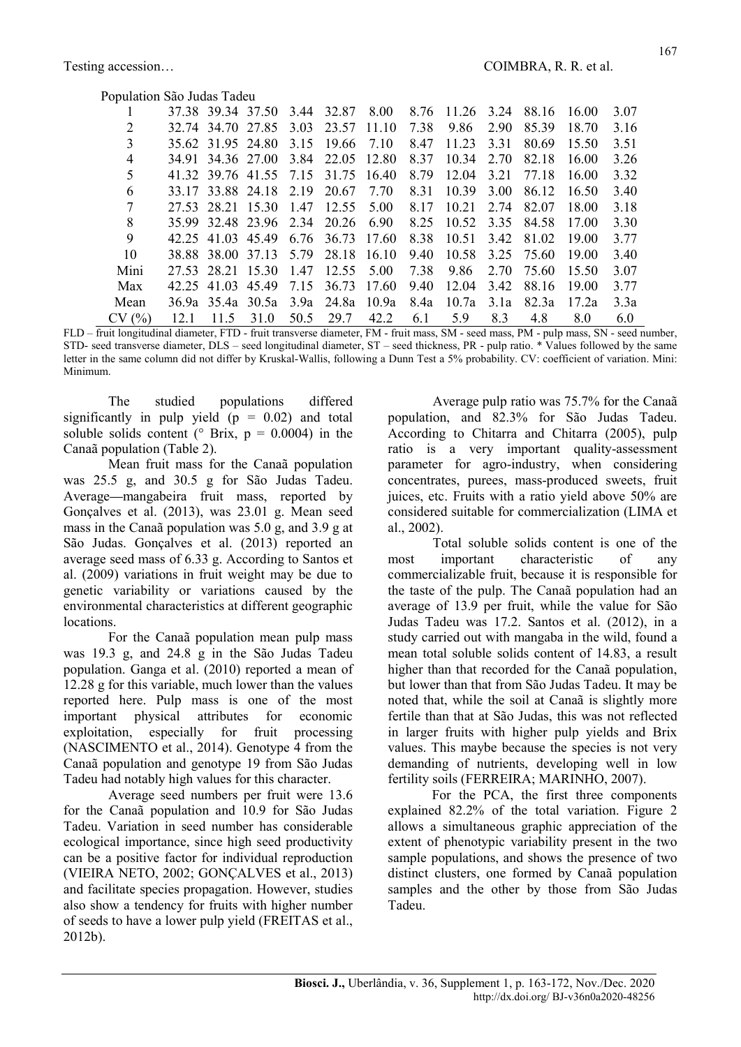| | | | | | | | | | | | | |
|---|---|---|---|---|---|---|---|---|---|---|---|---|
| Population São Judas Tadeu | | | | | | | | | | | | |
| 1 | 37.38 | 39.34 | 37.50 | 3.44 | 32.87 | 8.00 | 8.76 | 11.26 | 3.24 | 88.16 | 16.00 | 3.07 |
| 2 | 32.74 | 34.70 | 27.85 | 3.03 | 23.57 | 11.10 | 7.38 | 9.86 | 2.90 | 85.39 | 18.70 | 3.16 |
| 3 | 35.62 | 31.95 | 24.80 | 3.15 | 19.66 | 7.10 | 8.47 | 11.23 | 3.31 | 80.69 | 15.50 | 3.51 |
| 4 | 34.91 | 34.36 | 27.00 | 3.84 | 22.05 | 12.80 | 8.37 | 10.34 | 2.70 | 82.18 | 16.00 | 3.26 |
| 5 | 41.32 | 39.76 | 41.55 | 7.15 | 31.75 | 16.40 | 8.79 | 12.04 | 3.21 | 77.18 | 16.00 | 3.32 |
| 6 | 33.17 | 33.88 | 24.18 | 2.19 | 20.67 | 7.70 | 8.31 | 10.39 | 3.00 | 86.12 | 16.50 | 3.40 |
| 7 | 27.53 | 28.21 | 15.30 | 1.47 | 12.55 | 5.00 | 8.17 | 10.21 | 2.74 | 82.07 | 18.00 | 3.18 |
| 8 | 35.99 | 32.48 | 23.96 | 2.34 | 20.26 | 6.90 | 8.25 | 10.52 | 3.35 | 84.58 | 17.00 | 3.30 |
| 9 | 42.25 | 41.03 | 45.49 | 6.76 | 36.73 | 17.60 | 8.38 | 10.51 | 3.42 | 81.02 | 19.00 | 3.77 |
| 10 | 38.88 | 38.00 | 37.13 | 5.79 | 28.18 | 16.10 | 9.40 | 10.58 | 3.25 | 75.60 | 19.00 | 3.40 |
| Mini | 27.53 | 28.21 | 15.30 | 1.47 | 12.55 | 5.00 | 7.38 | 9.86 | 2.70 | 75.60 | 15.50 | 3.07 |
| Max | 42.25 | 41.03 | 45.49 | 7.15 | 36.73 | 17.60 | 9.40 | 12.04 | 3.42 | 88.16 | 19.00 | 3.77 |
| Mean | 36.9a | 35.4a | 30.5a | 3.9a | 24.8a | 10.9a | 8.4a | 10.7a | 3.1a | 82.3a | 17.2a | 3.3a |
| CV (%) | 12.1 | 11.5 | 31.0 | 50.5 | 29.7 | 42.2 | 6.1 | 5.9 | 8.3 | 4.8 | 8.0 | 6.0 |

FLD – fruit longitudinal diameter, FTD - fruit transverse diameter, FM - fruit mass, SM - seed mass, PM - pulp mass, SN - seed number, STD- seed transverse diameter, DLS – seed longitudinal diameter, ST – seed thickness, PR - pulp ratio. * Values followed by the same letter in the same column did not differ by Kruskal-Wallis, following a Dunn Test a 5% probability. CV: coefficient of variation. Mini: Minimum.

The studied populations differed significantly in pulp yield ($p = 0.02$) and total soluble solids content (° Brix, $p = 0.0004$) in the Canaã population (Table 2).

Mean fruit mass for the Canaã population was 25.5 g, and 30.5 g for São Judas Tadeu. Average—mangabeira fruit mass, reported by Gonçalves et al. (2013), was 23.01 g. Mean seed mass in the Canaã population was 5.0 g, and 3.9 g at São Judas. Gonçalves et al. (2013) reported an average seed mass of 6.33 g. According to Santos et al. (2009) variations in fruit weight may be due to genetic variability or variations caused by the environmental characteristics at different geographic locations.

For the Canaã population mean pulp mass was 19.3 g, and 24.8 g in the São Judas Tadeu population. Ganga et al. (2010) reported a mean of 12.28 g for this variable, much lower than the values reported here. Pulp mass is one of the most important physical attributes for economic exploitation, especially for fruit processing (NASCIMENTO et al., 2014). Genotype 4 from the Canaã population and genotype 19 from São Judas Tadeu had notably high values for this character.

Average seed numbers per fruit were 13.6 for the Canaã population and 10.9 for São Judas Tadeu. Variation in seed number has considerable ecological importance, since high seed productivity can be a positive factor for individual reproduction (VIEIRA NETO, 2002; GONÇALVES et al., 2013) and facilitate species propagation. However, studies also show a tendency for fruits with higher number of seeds to have a lower pulp yield (FREITAS et al., 2012b).

Average pulp ratio was 75.7% for the Canaã population, and 82.3% for São Judas Tadeu. According to Chitarra and Chitarra (2005), pulp ratio is a very important quality-assessment parameter for agro-industry, when considering concentrates, purees, mass-produced sweets, fruit juices, etc. Fruits with a ratio yield above 50% are considered suitable for commercialization (LIMA et al., 2002).

Total soluble solids content is one of the most important characteristic of any commercializable fruit, because it is responsible for the taste of the pulp. The Canaã population had an average of 13.9 per fruit, while the value for São Judas Tadeu was 17.2. Santos et al. (2012), in a study carried out with mangaba in the wild, found a mean total soluble solids content of 14.83, a result higher than that recorded for the Canaã population, but lower than that from São Judas Tadeu. It may be noted that, while the soil at Canaã is slightly more fertile than that at São Judas, this was not reflected in larger fruits with higher pulp yields and Brix values. This maybe because the species is not very demanding of nutrients, developing well in low fertility soils (FERREIRA; MARINHO, 2007).

For the PCA, the first three components explained 82.2% of the total variation. Figure 2 allows a simultaneous graphic appreciation of the extent of phenotypic variability present in the two sample populations, and shows the presence of two distinct clusters, one formed by Canaã population samples and the other by those from São Judas Tadeu.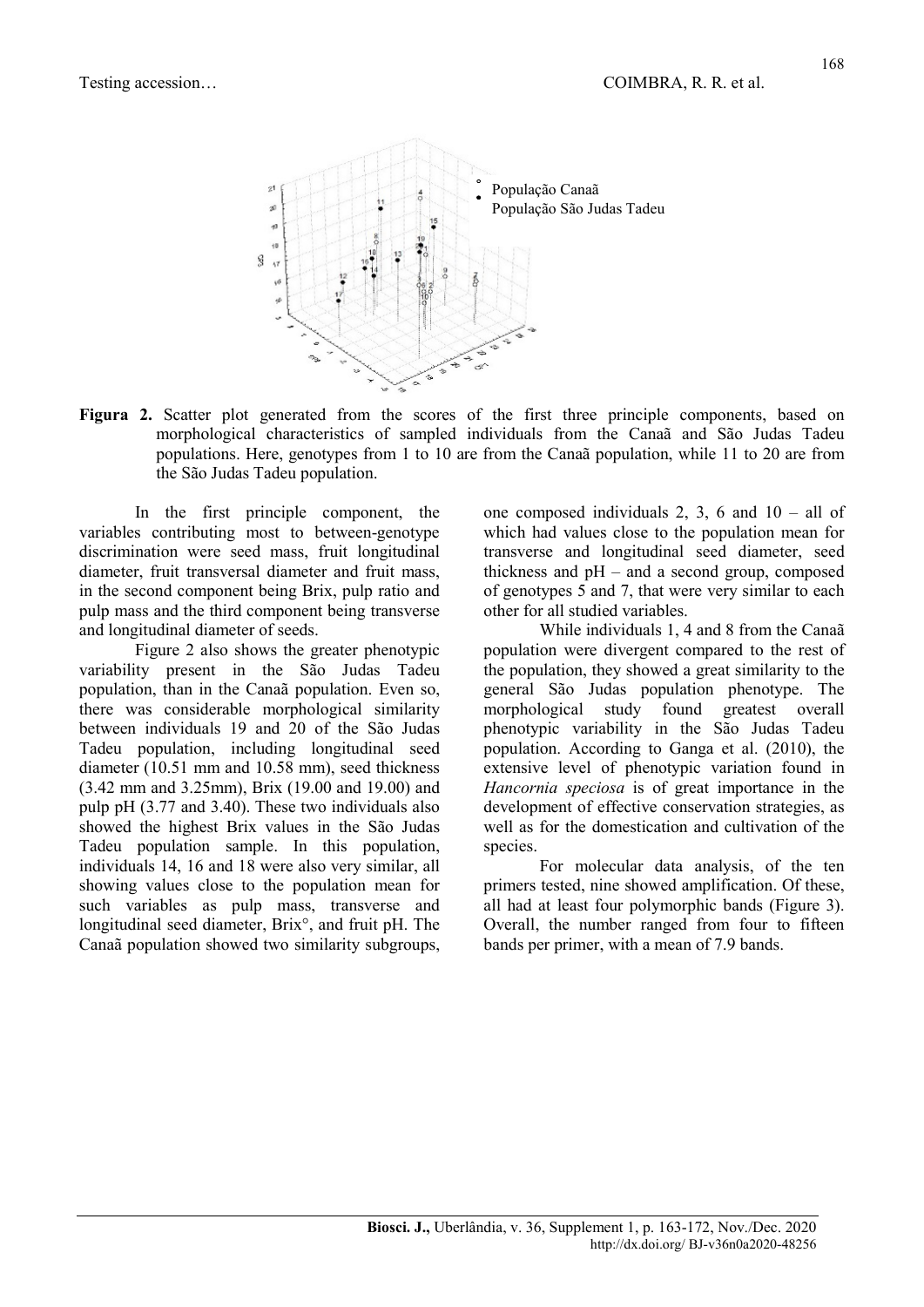Figura 2. Scatter plot generated from the scores of the first three principle components, based on morphological characteristics of sampled individuals from the Canaã and São Judas Tadeu populations. Here, genotypes from 1 to 10 are from the Canaã population, while 11 to 20 are from the São Judas Tadeu population.

In the first principle component, the variables contributing most to between-genotype discrimination were seed mass, fruit longitudinal diameter, fruit transversal diameter and fruit mass, in the second component being Brix, pulp ratio and pulp mass and the third component being transverse and longitudinal diameter of seeds.

Figure 2 also shows the greater phenotypic variability present in the São Judas Tadeu population, than in the Canaã population. Even so, there was considerable morphological similarity between individuals 19 and 20 of the São Judas Tadeu population, including longitudinal seed diameter (10.51 mm and 10.58 mm), seed thickness (3.42 mm and 3.25mm), Brix (19.00 and 19.00) and pulp pH (3.77 and 3.40). These two individuals also showed the highest Brix values in the São Judas Tadeu population sample. In this population, individuals 14, 16 and 18 were also very similar, all showing values close to the population mean for such variables as pulp mass, transverse and longitudinal seed diameter, Brix°, and fruit pH. The Canaã population showed two similarity subgroups, one composed individuals 2, 3, 6 and 10 – all of which had values close to the population mean for transverse and longitudinal seed diameter, seed thickness and pH – and a second group, composed of genotypes 5 and 7, that were very similar to each other for all studied variables.

While individuals 1, 4 and 8 from the Canaã population were divergent compared to the rest of the population, they showed a great similarity to the general São Judas population phenotype. The morphological study found greatest overall phenotypic variability in the São Judas Tadeu population. According to Ganga et al. (2010), the extensive level of phenotypic variation found in *Hancornia speciosa* is of great importance in the development of effective conservation strategies, as well as for the domestication and cultivation of the species.

For molecular data analysis, of the ten primers tested, nine showed amplification. Of these, all had at least four polymorphic bands (Figure 3). Overall, the number ranged from four to fifteen bands per primer, with a mean of 7.9 bands.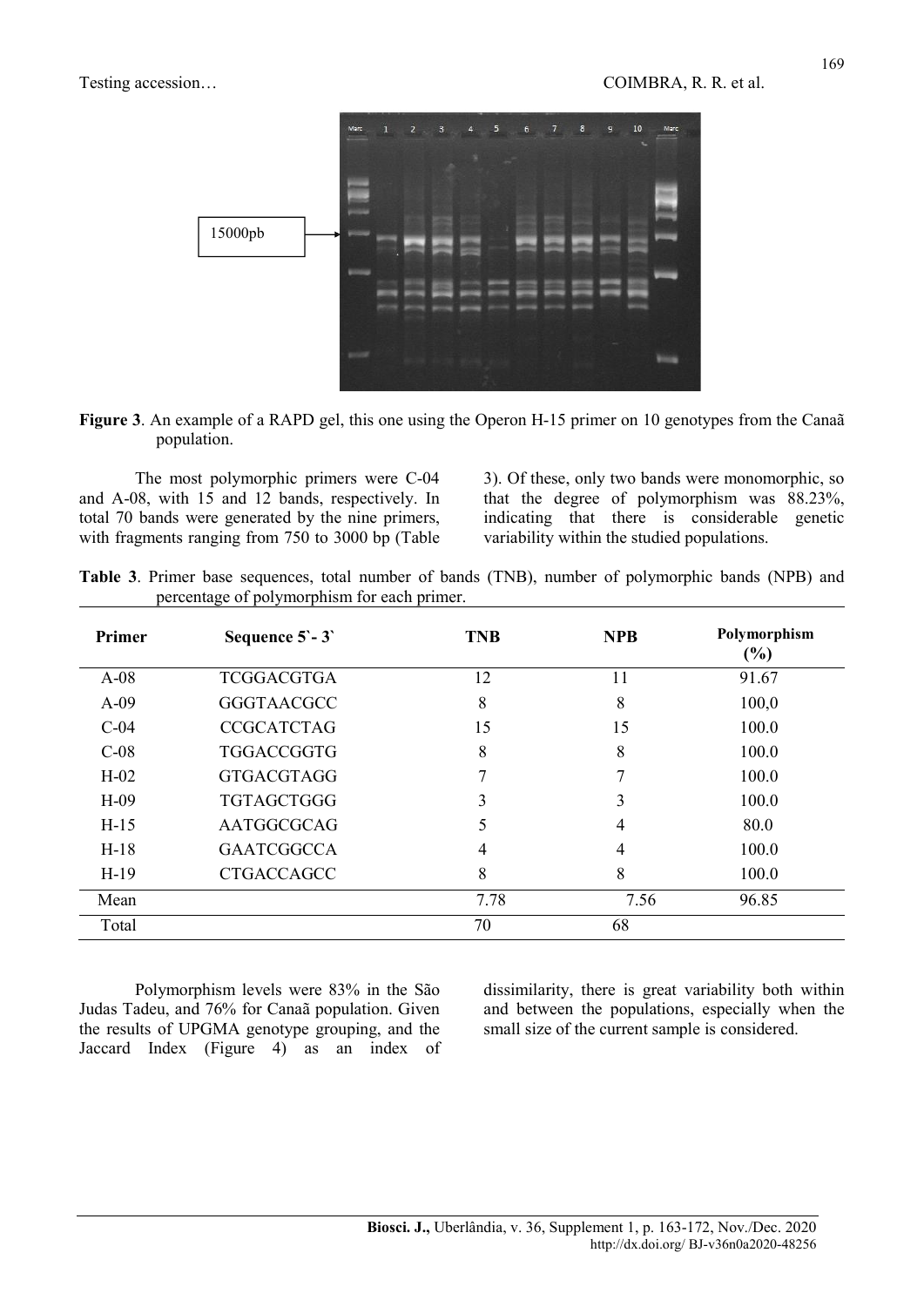**Figure 3**. An example of a RAPD gel, this one using the Operon H-15 primer on 10 genotypes from the Canaã population.

The most polymorphic primers were C-04 and A-08, with 15 and 12 bands, respectively. In total 70 bands were generated by the nine primers, with fragments ranging from 750 to 3000 bp (Table 3). Of these, only two bands were monomorphic, so that the degree of polymorphism was 88.23%, indicating that there is considerable genetic variability within the studied populations.

**Table 3**. Primer base sequences, total number of bands (TNB), number of polymorphic bands (NPB) and percentage of polymorphism for each primer.

| Primer | Sequence 5`- 3` | TNB | NPB | Polymorphism (%) |
|---|---|---|---|---|
| A-08 | TCGGACGTGA | 12 | 11 | 91.67 |
| A-09 | GGGTAACGCC | 8 | 8 | 100,0 |
| C-04 | CCGCATCTAG | 15 | 15 | 100.0 |
| C-08 | TGGACCGGTG | 8 | 8 | 100.0 |
| H-02 | GTGACGTAGG | 7 | 7 | 100.0 |
| H-09 | TGTAGCTGGG | 3 | 3 | 100.0 |
| H-15 | AATGGCGCAG | 5 | 4 | 80.0 |
| H-18 | GAATCGGCCA | 4 | 4 | 100.0 |
| H-19 | CTGACCAGCC | 8 | 8 | 100.0 |
| Mean | | 7.78 | 7.56 | 96.85 |
| Total | | 70 | 68 | |

Polymorphism levels were 83% in the São Judas Tadeu, and 76% for Canaã population. Given the results of UPGMA genotype grouping, and the Jaccard Index (Figure 4) as an index of dissimilarity, there is great variability both within and between the populations, especially when the small size of the current sample is considered.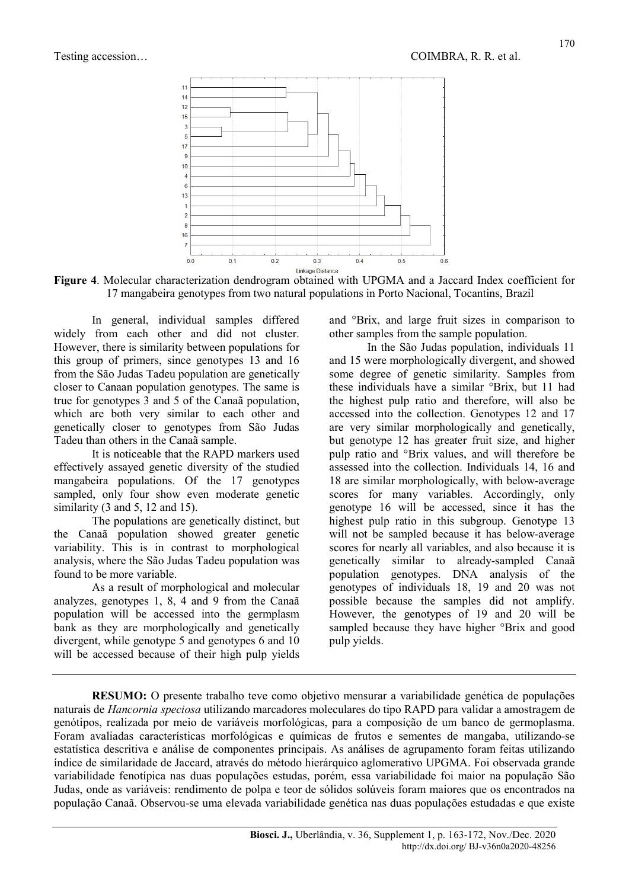**Figure 4**. Molecular characterization dendrogram obtained with UPGMA and a Jaccard Index coefficient for 17 mangabeira genotypes from two natural populations in Porto Nacional, Tocantins, Brazil

In general, individual samples differed widely from each other and did not cluster. However, there is similarity between populations for this group of primers, since genotypes 13 and 16 from the São Judas Tadeu population are genetically closer to Canaan population genotypes. The same is true for genotypes 3 and 5 of the Canaã population, which are both very similar to each other and genetically closer to genotypes from São Judas Tadeu than others in the Canaã sample.

It is noticeable that the RAPD markers used effectively assayed genetic diversity of the studied mangabeira populations. Of the 17 genotypes sampled, only four show even moderate genetic similarity (3 and 5, 12 and 15).

The populations are genetically distinct, but the Canaã population showed greater genetic variability. This is in contrast to morphological analysis, where the São Judas Tadeu population was found to be more variable.

As a result of morphological and molecular analyzes, genotypes 1, 8, 4 and 9 from the Canaã population will be accessed into the germplasm bank as they are morphologically and genetically divergent, while genotype 5 and genotypes 6 and 10 will be accessed because of their high pulp yields and °Brix, and large fruit sizes in comparison to other samples from the sample population.

In the São Judas population, individuals 11 and 15 were morphologically divergent, and showed some degree of genetic similarity. Samples from these individuals have a similar °Brix, but 11 had the highest pulp ratio and therefore, will also be accessed into the collection. Genotypes 12 and 17 are very similar morphologically and genetically, but genotype 12 has greater fruit size, and higher pulp ratio and °Brix values, and will therefore be assessed into the collection. Individuals 14, 16 and 18 are similar morphologically, with below-average scores for many variables. Accordingly, only genotype 16 will be accessed, since it has the highest pulp ratio in this subgroup. Genotype 13 will not be sampled because it has below-average scores for nearly all variables, and also because it is genetically similar to already-sampled Canaã population genotypes. DNA analysis of the genotypes of individuals 18, 19 and 20 was not possible because the samples did not amplify. However, the genotypes of 19 and 20 will be sampled because they have higher °Brix and good pulp yields.

---

**RESUMO:** O presente trabalho teve como objetivo mensurar a variabilidade genética de populações naturais de *Hancornia speciosa* utilizando marcadores moleculares do tipo RAPD para validar a amostragem de genótipos, realizada por meio de variáveis morfológicas, para a composição de um banco de germoplasma. Foram avaliadas características morfológicas e químicas de frutos e sementes de mangaba, utilizando-se estatística descritiva e análise de componentes principais. As análises de agrupamento foram feitas utilizando índice de similaridade de Jaccard, através do método hierárquico aglomerativo UPGMA. Foi observada grande variabilidade fenotípica nas duas populações estudas, porém, essa variabilidade foi maior na população São Judas, onde as variáveis: rendimento de polpa e teor de sólidos solúveis foram maiores que os encontrados na população Canaã. Observou-se uma elevada variabilidade genética nas duas populações estudadas e que existe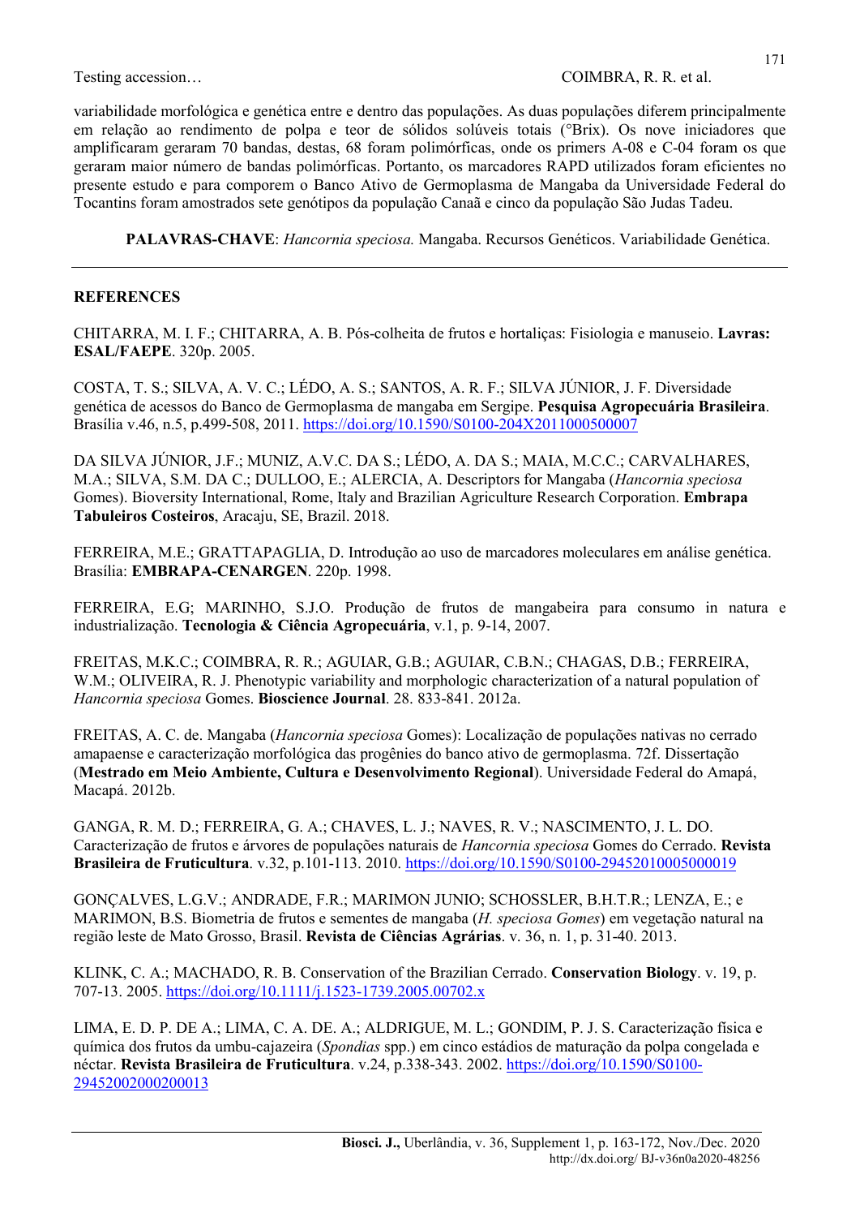variabilidade morfológica e genética entre e dentro das populações. As duas populações diferem principalmente em relação ao rendimento de polpa e teor de sólidos solúveis totais (°Brix). Os nove iniciadores que amplificaram geraram 70 bandas, destas, 68 foram polimórficas, onde os primers A-08 e C-04 foram os que geraram maior número de bandas polimórficas. Portanto, os marcadores RAPD utilizados foram eficientes no presente estudo e para comporem o Banco Ativo de Germoplasma de Mangaba da Universidade Federal do Tocantins foram amostrados sete genótipos da população Canaã e cinco da população São Judas Tadeu.

**PALAVRAS-CHAVE**: *Hancornia speciosa.* Mangaba. Recursos Genéticos. Variabilidade Genética.

---

## REFERENCES

CHITARRA, M. I. F.; CHITARRA, A. B. Pós-colheita de frutos e hortaliças: Fisiologia e manuseio. **Lavras: ESAL/FAEPE**. 320p. 2005.

COSTA, T. S.; SILVA, A. V. C.; LÉDO, A. S.; SANTOS, A. R. F.; SILVA JÚNIOR, J. F. Diversidade genética de acessos do Banco de Germoplasma de mangaba em Sergipe. **Pesquisa Agropecuária Brasileira**. Brasília v.46, n.5, p.499-508, 2011. https://doi.org/10.1590/S0100-204X2011000500007

DA SILVA JÚNIOR, J.F.; MUNIZ, A.V.C. DA S.; LÉDO, A. DA S.; MAIA, M.C.C.; CARVALHARES, M.A.; SILVA, S.M. DA C.; DULLOO, E.; ALERCIA, A. Descriptors for Mangaba (*Hancornia speciosa* Gomes). Bioversity International, Rome, Italy and Brazilian Agriculture Research Corporation. **Embrapa Tabuleiros Costeiros**, Aracaju, SE, Brazil. 2018.

FERREIRA, M.E.; GRATTAPAGLIA, D. Introdução ao uso de marcadores moleculares em análise genética. Brasília: **EMBRAPA-CENARGEN**. 220p. 1998.

FERREIRA, E.G; MARINHO, S.J.O. Produção de frutos de mangabeira para consumo in natura e industrialização. **Tecnologia & Ciência Agropecuária**, v.1, p. 9-14, 2007.

FREITAS, M.K.C.; COIMBRA, R. R.; AGUIAR, G.B.; AGUIAR, C.B.N.; CHAGAS, D.B.; FERREIRA, W.M.; OLIVEIRA, R. J. Phenotypic variability and morphologic characterization of a natural population of *Hancornia speciosa* Gomes. **Bioscience Journal**. 28. 833-841. 2012a.

FREITAS, A. C. de. Mangaba (*Hancornia speciosa* Gomes): Localização de populações nativas no cerrado amapaense e caracterização morfológica das progênies do banco ativo de germoplasma. 72f. Dissertação (**Mestrado em Meio Ambiente, Cultura e Desenvolvimento Regional**). Universidade Federal do Amapá, Macapá. 2012b.

GANGA, R. M. D.; FERREIRA, G. A.; CHAVES, L. J.; NAVES, R. V.; NASCIMENTO, J. L. DO. Caracterização de frutos e árvores de populações naturais de *Hancornia speciosa* Gomes do Cerrado. **Revista Brasileira de Fruticultura**. v.32, p.101-113. 2010. https://doi.org/10.1590/S0100-29452010005000019

GONÇALVES, L.G.V.; ANDRADE, F.R.; MARIMON JUNIO; SCHOSSLER, B.H.T.R.; LENZA, E.; e MARIMON, B.S. Biometria de frutos e sementes de mangaba (*H. speciosa Gomes*) em vegetação natural na região leste de Mato Grosso, Brasil. **Revista de Ciências Agrárias**. v. 36, n. 1, p. 31-40. 2013.

KLINK, C. A.; MACHADO, R. B. Conservation of the Brazilian Cerrado. **Conservation Biology**. v. 19, p. 707-13. 2005. https://doi.org/10.1111/j.1523-1739.2005.00702.x

LIMA, E. D. P. DE A.; LIMA, C. A. DE. A.; ALDRIGUE, M. L.; GONDIM, P. J. S. Caracterização física e química dos frutos da umbu-cajazeira (*Spondias* spp.) em cinco estádios de maturação da polpa congelada e néctar. **Revista Brasileira de Fruticultura**. v.24, p.338-343. 2002. https://doi.org/10.1590/S0100-29452002000200013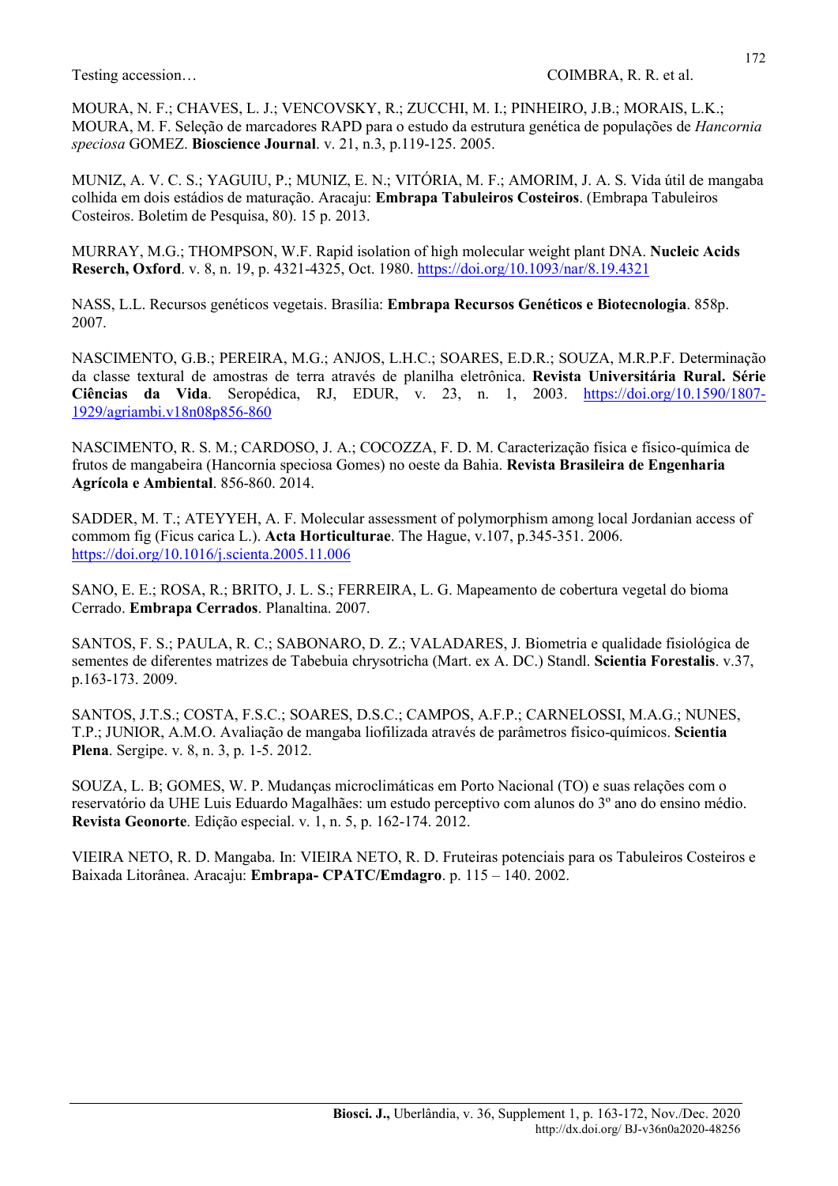MOURA, N. F.; CHAVES, L. J.; VENCOVSKY, R.; ZUCCHI, M. I.; PINHEIRO, J.B.; MORAIS, L.K.; MOURA, M. F. Seleção de marcadores RAPD para o estudo da estrutura genética de populações de *Hancornia speciosa* GOMEZ. **Bioscience Journal**. v. 21, n.3, p.119-125. 2005.

MUNIZ, A. V. C. S.; YAGUIU, P.; MUNIZ, E. N.; VITÓRIA, M. F.; AMORIM, J. A. S. Vida útil de mangaba colhida em dois estádios de maturação. Aracaju: **Embrapa Tabuleiros Costeiros**. (Embrapa Tabuleiros Costeiros. Boletim de Pesquisa, 80). 15 p. 2013.

MURRAY, M.G.; THOMPSON, W.F. Rapid isolation of high molecular weight plant DNA. **Nucleic Acids Reserch, Oxford**. v. 8, n. 19, p. 4321-4325, Oct. 1980. https://doi.org/10.1093/nar/8.19.4321

NASS, L.L. Recursos genéticos vegetais. Brasília: **Embrapa Recursos Genéticos e Biotecnologia**. 858p. 2007.

NASCIMENTO, G.B.; PEREIRA, M.G.; ANJOS, L.H.C.; SOARES, E.D.R.; SOUZA, M.R.P.F. Determinação da classe textural de amostras de terra através de planilha eletrônica. **Revista Universitária Rural. Série Ciências da Vida**. Seropédica, RJ, EDUR, v. 23, n. 1, 2003. https://doi.org/10.1590/1807-1929/agriambi.v18n08p856-860

NASCIMENTO, R. S. M.; CARDOSO, J. A.; COCOZZA, F. D. M. Caracterização física e físico-química de frutos de mangabeira (Hancornia speciosa Gomes) no oeste da Bahia. **Revista Brasileira de Engenharia Agrícola e Ambiental**. 856-860. 2014.

SADDER, M. T.; ATEYYEH, A. F. Molecular assessment of polymorphism among local Jordanian access of commom fig (Ficus carica L.). **Acta Horticulturae**. The Hague, v.107, p.345-351. 2006. https://doi.org/10.1016/j.scienta.2005.11.006

SANO, E. E.; ROSA, R.; BRITO, J. L. S.; FERREIRA, L. G. Mapeamento de cobertura vegetal do bioma Cerrado. **Embrapa Cerrados**. Planaltina. 2007.

SANTOS, F. S.; PAULA, R. C.; SABONARO, D. Z.; VALADARES, J. Biometria e qualidade fisiológica de sementes de diferentes matrizes de Tabebuia chrysotricha (Mart. ex A. DC.) Standl. **Scientia Forestalis**. v.37, p.163-173. 2009.

SANTOS, J.T.S.; COSTA, F.S.C.; SOARES, D.S.C.; CAMPOS, A.F.P.; CARNELOSSI, M.A.G.; NUNES, T.P.; JUNIOR, A.M.O. Avaliação de mangaba liofilizada através de parâmetros físico-químicos. **Scientia Plena**. Sergipe. v. 8, n. 3, p. 1-5. 2012.

SOUZA, L. B; GOMES, W. P. Mudanças microclimáticas em Porto Nacional (TO) e suas relações com o reservatório da UHE Luis Eduardo Magalhães: um estudo perceptivo com alunos do 3º ano do ensino médio. **Revista Geonorte**. Edição especial. v. 1, n. 5, p. 162-174. 2012.

VIEIRA NETO, R. D. Mangaba. In: VIEIRA NETO, R. D. Fruteiras potenciais para os Tabuleiros Costeiros e Baixada Litorânea. Aracaju: **Embrapa- CPATC/Emdagro**. p. 115 – 140. 2002.